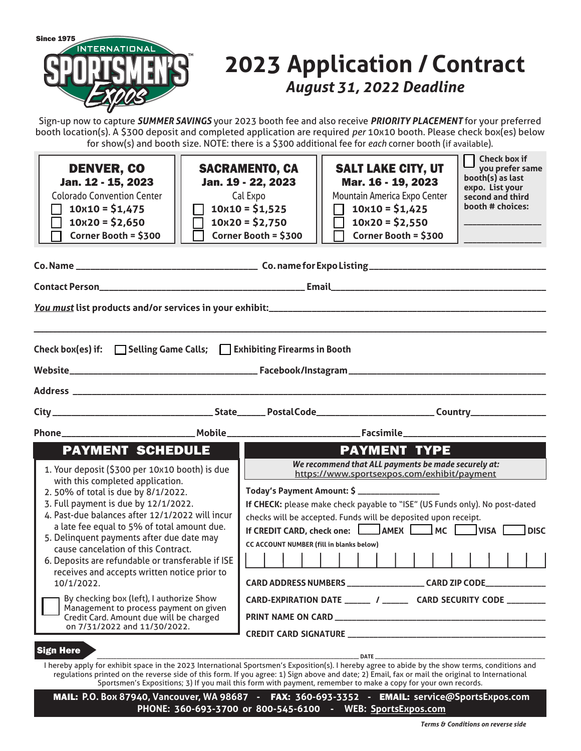Since 1975

INTERNATIONAL SPORTSMEN'S Expos™

# 2023 Application / Contract

## *August 31, 2022 Deadline*

Sign-up now to capture ***SUMMER SAVINGS*** your 2023 booth fee and also receive ***PRIORITY PLACEMENT*** for your preferred booth location(s). A $300 deposit and completed application are required *per* 10x10 booth. Please check box(es) below for show(s) and booth size. NOTE: there is a $300 additional fee for *each* corner booth (if available).

| **DENVER, CO** | **SACRAMENTO, CA** | **SALT LAKE CITY, UT** | ☐ **Check box if you prefer same booth(s) as last expo. List your second and third booth # choices:** |
|---|---|---|---|
| **Jan. 12 - 15, 2023** | **Jan. 19 - 22, 2023** | **Mar. 16 - 19, 2023** | ______________ |
| Colorado Convention Center | Cal Expo | Mountain America Expo Center | ______________ |
| ☐ **10x10 = $1,475** | ☐ **10x10 = $1,525** | ☐ **10x10 = $1,425** | |
| ☐ **10x20 = $2,650** | ☐ **10x20 = $2,750** | ☐ **10x20 = $2,550** | |
| ☐ **Corner Booth = $300** | ☐ **Corner Booth = $300** | ☐ **Corner Booth = $300** | |

**Co. Name** ______________________________ **Co. name for Expo Listing** ______________________________

**Contact Person** ______________________________ **Email** ______________________________

***You must*** **list products and/or services in your exhibit:** ______________________________

______________________________________________________________________________

**Check box(es) if:** ☐ **Selling Game Calls;** ☐ **Exhibiting Firearms in Booth**

**Website** ______________________________ **Facebook/Instagram** ______________________________

**Address** ______________________________________________________________________________

**City** ____________________ **State** _____ **Postal Code** ____________________ **Country** ______________

**Phone** ____________________ **Mobile** ____________________ **Facsimile** ____________________

## PAYMENT SCHEDULE

1. Your deposit ($300 per 10x10 booth) is due with this completed application.
2. 50% of total is due by 8/1/2022.
3. Full payment is due by 12/1/2022.
4. Past-due balances after 12/1/2022 will incur a late fee equal to 5% of total amount due.
5. Delinquent payments after due date may cause cancelation of this Contract.
6. Deposits are refundable or transferable if ISE receives and accepts written notice prior to 10/1/2022.

☐ By checking box (left), I authorize Show Management to process payment on given Credit Card. Amount due will be charged on 7/31/2022 and 11/30/2022.

## PAYMENT TYPE

***We recommend that ALL payments be made securely at:*** https://www.sportsexpos.com/exhibit/payment

**Today's Payment Amount: $** ________________

**If CHECK:** please make check payable to "ISE" (US Funds only). No post-dated checks will be accepted. Funds will be deposited upon receipt.

**If CREDIT CARD, check one:** ☐ **AMEX** ☐ **MC** ☐ **VISA** ☐ **DISC**

**CC ACCOUNT NUMBER (fill in blanks below)**

| | | | | | | | | | | | | | | | |
|---|---|---|---|---|---|---|---|---|---|---|---|---|---|---|---|

**CARD ADDRESS NUMBERS** ________________ **CARD ZIP CODE** ____________

**CARD-EXPIRATION DATE** _____ / _____ **CARD SECURITY CODE** ________

**PRINT NAME ON CARD** ______________________________

**CREDIT CARD SIGNATURE** ______________________________

**Sign Here** ______________________________ **DATE** ____________________

I hereby apply for exhibit space in the 2023 International Sportsmen's Exposition(s). I hereby agree to abide by the show terms, conditions and regulations printed on the reverse side of this form. If you agree: 1) Sign above and date; 2) Email, fax or mail the original to International Sportsmen's Expositions; 3) If you mail this form with payment, remember to make a copy for your own records.

**MAIL:** P.O. Box 87940, Vancouver, WA 98687 - **FAX:** 360-693-3352 - **EMAIL:** service@SportsExpos.com
**PHONE:** 360-693-3700 or 800-545-6100 - **WEB:** SportsExpos.com

***Terms & Conditions on reverse side***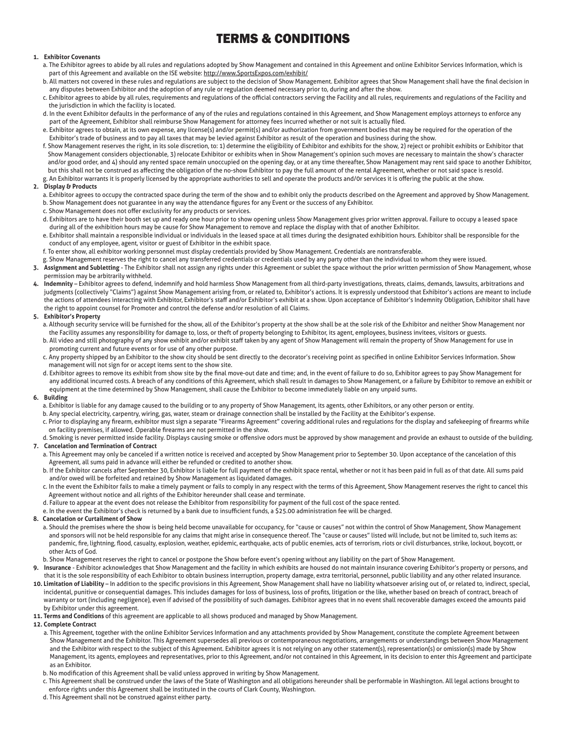# TERMS & CONDITIONS

**1. Exhibitor Covenants**

a. The Exhibitor agrees to abide by all rules and regulations adopted by Show Management and contained in this Agreement and online Exhibitor Services Information, which is part of this Agreement and available on the ISE website: http://www.SportsExpos.com/exhibit/

b. All matters not covered in these rules and regulations are subject to the decision of Show Management. Exhibitor agrees that Show Management shall have the final decision in any disputes between Exhibitor and the adoption of any rule or regulation deemed necessary prior to, during and after the show.

c. Exhibitor agrees to abide by all rules, requirements and regulations of the official contractors serving the Facility and all rules, requirements and regulations of the Facility and the jurisdiction in which the facility is located.

d. In the event Exhibitor defaults in the performance of any of the rules and regulations contained in this Agreement, and Show Management employs attorneys to enforce any part of the Agreement, Exhibitor shall reimburse Show Management for attorney fees incurred whether or not suit is actually filed.

e. Exhibitor agrees to obtain, at its own expense, any license(s) and/or permit(s) and/or authorization from government bodies that may be required for the operation of the Exhibitor's trade of business and to pay all taxes that may be levied against Exhibitor as result of the operation and business during the show.

f. Show Management reserves the right, in its sole discretion, to: 1) determine the eligibility of Exhibitor and exhibits for the show, 2) reject or prohibit exhibits or Exhibitor that Show Management considers objectionable, 3) relocate Exhibitor or exhibits when in Show Management's opinion such moves are necessary to maintain the show's character and/or good order, and 4) should any rented space remain unoccupied on the opening day, or at any time thereafter, Show Management may rent said space to another Exhibitor, but this shall not be construed as affecting the obligation of the no-show Exhibitor to pay the full amount of the rental Agreement, whether or not said space is resold.

g. An Exhibitor warrants it is properly licensed by the appropriate authorities to sell and operate the products and/0r services it is offering the public at the show.

**2. Display & Products**

a. Exhibitor agrees to occupy the contracted space during the term of the show and to exhibit only the products described on the Agreement and approved by Show Management.

b. Show Management does not guarantee in any way the attendance figures for any Event or the success of any Exhibitor.

c. Show Management does not offer exclusivity for any products or services.

d. Exhibitors are to have their booth set up and ready one hour prior to show opening unless Show Management gives prior written approval. Failure to occupy a leased space during all of the exhibition hours may be cause for Show Management to remove and replace the display with that of another Exhibitor.

e. Exhibitor shall maintain a responsible individual or individuals in the leased space at all times during the designated exhibition hours. Exhibitor shall be responsible for the conduct of any employee, agent, visitor or guest of Exhibitor in the exhibit space.

f. To enter show, all exhibitor working personnel must display credentials provided by Show Management. Credentials are nontransferable.

g. Show Management reserves the right to cancel any transferred credentials or credentials used by any party other than the individual to whom they were issued.

**3. Assignment and Subletting** - The Exhibitor shall not assign any rights under this Agreement or sublet the space without the prior written permission of Show Management, whose permission may be arbitrarily withheld.

**4. Indemnity** – Exhibitor agrees to defend, indemnify and hold harmless Show Management from all third-party investigations, threats, claims, demands, lawsuits, arbitrations and judgments (collectively "Claims") against Show Management arising from, or related to, Exhibitor's actions. It is expressly understood that Exhibitor's actions are meant to include the actions of attendees interacting with Exhibitor, Exhibitor's staff and/or Exhibitor's exhibit at a show. Upon acceptance of Exhibitor's Indemnity Obligation, Exhibitor shall have the right to appoint counsel for Promoter and control the defense and/or resolution of all Claims.

**5. Exhibitor's Property**

a. Although security service will be furnished for the show, all of the Exhibitor's property at the show shall be at the sole risk of the Exhibitor and neither Show Management nor the Facility assumes any responsibility for damage to, loss, or theft of property belonging to Exhibitor, its agent, employees, business invitees, visitors or guests.

b. All video and still photography of any show exhibit and/or exhibit staff taken by any agent of Show Management will remain the property of Show Management for use in promoting current and future events or for use of any other purpose.

c. Any property shipped by an Exhibitor to the show city should be sent directly to the decorator's receiving point as specified in online Exhibitor Services Information. Show management will not sign for or accept items sent to the show site.

d. Exhibitor agrees to remove its exhibit from show site by the final move-out date and time; and, in the event of failure to do so, Exhibitor agrees to pay Show Management for any additional incurred costs. A breach of any conditions of this Agreement, which shall result in damages to Show Management, or a failure by Exhibitor to remove an exhibit or equipment at the time determined by Show Management, shall cause the Exhibitor to become immediately liable on any unpaid sums.

**6. Building**

a. Exhibitor is liable for any damage caused to the building or to any property of Show Management, its agents, other Exhibitors, or any other person or entity.

b. Any special electricity, carpentry, wiring, gas, water, steam or drainage connection shall be installed by the Facility at the Exhibitor's expense.

c. Prior to displaying any firearm, exhibitor must sign a separate "Firearms Agreement" covering additional rules and regulations for the display and safekeeping of firearms while on facility premises, if allowed. Operable firearms are not permitted in the show.

d. Smoking is never permitted inside facility. Displays causing smoke or offensive odors must be approved by show management and provide an exhaust to outside of the building.

**7. Cancelation and Termination of Contract**

a. This Agreement may only be canceled if a written notice is received and accepted by Show Management prior to September 30. Upon acceptance of the cancelation of this Agreement, all sums paid in advance will either be refunded or credited to another show.

b. If the Exhibitor cancels after September 30, Exhibitor is liable for full payment of the exhibit space rental, whether or not it has been paid in full as of that date. All sums paid and/or owed will be forfeited and retained by Show Management as liquidated damages.

c. In the event the Exhibitor fails to make a timely payment or fails to comply in any respect with the terms of this Agreement, Show Management reserves the right to cancel this Agreement without notice and all rights of the Exhibitor hereunder shall cease and terminate.

d. Failure to appear at the event does not release the Exhibitor from responsibility for payment of the full cost of the space rented.

e. In the event the Exhibitor's check is returned by a bank due to insufficient funds, a $25.00 administration fee will be charged.

**8. Cancelation or Curtailment of Show**

a. Should the premises where the show is being held become unavailable for occupancy, for "cause or causes" not within the control of Show Management, Show Management and sponsors will not be held responsible for any claims that might arise in consequence thereof. The "cause or causes" listed will include, but not be limited to, such items as: pandemic, fire, lightning, flood, casualty, explosion, weather, epidemic, earthquake, acts of public enemies, acts of terrorism, riots or civil disturbances, strike, lockout, boycott, or other Acts of God.

b. Show Management reserves the right to cancel or postpone the Show before event's opening without any liability on the part of Show Management.

**9. Insurance** - Exhibitor acknowledges that Show Management and the facility in which exhibits are housed do not maintain insurance covering Exhibitor's property or persons, and that it is the sole responsibility of each Exhibitor to obtain business interruption, property damage, extra territorial, personnel, public liability and any other related insurance.

**10. Limitation of Liability** – In addition to the specific provisions in this Agreement, Show Management shall have no liability whatsoever arising out of, or related to, indirect, special, incidental, punitive or consequential damages. This includes damages for loss of business, loss of profits, litigation or the like, whether based on breach of contract, breach of warranty or tort (including negligence), even if advised of the possibility of such damages. Exhibitor agrees that in no event shall recoverable damages exceed the amounts paid by Exhibitor under this agreement.

**11. Terms and Conditions** of this agreement are applicable to all shows produced and managed by Show Management.

**12. Complete Contract**

a. This Agreement, together with the online Exhibitor Services Information and any attachments provided by Show Management, constitute the complete Agreement between Show Management and the Exhibitor. This Agreement supersedes all previous or contemporaneous negotiations, arrangements or understandings between Show Management and the Exhibitor with respect to the subject of this Agreement. Exhibitor agrees it is not relying on any other statement(s), representation(s) or omission(s) made by Show Management, its agents, employees and representatives, prior to this Agreement, and/or not contained in this Agreement, in its decision to enter this Agreement and participate as an Exhibitor.

b. No modification of this Agreement shall be valid unless approved in writing by Show Management.

c. This Agreement shall be construed under the laws of the State of Washington and all obligations hereunder shall be performable in Washington. All legal actions brought to enforce rights under this Agreement shall be instituted in the courts of Clark County, Washington.

d. This Agreement shall not be construed against either party.